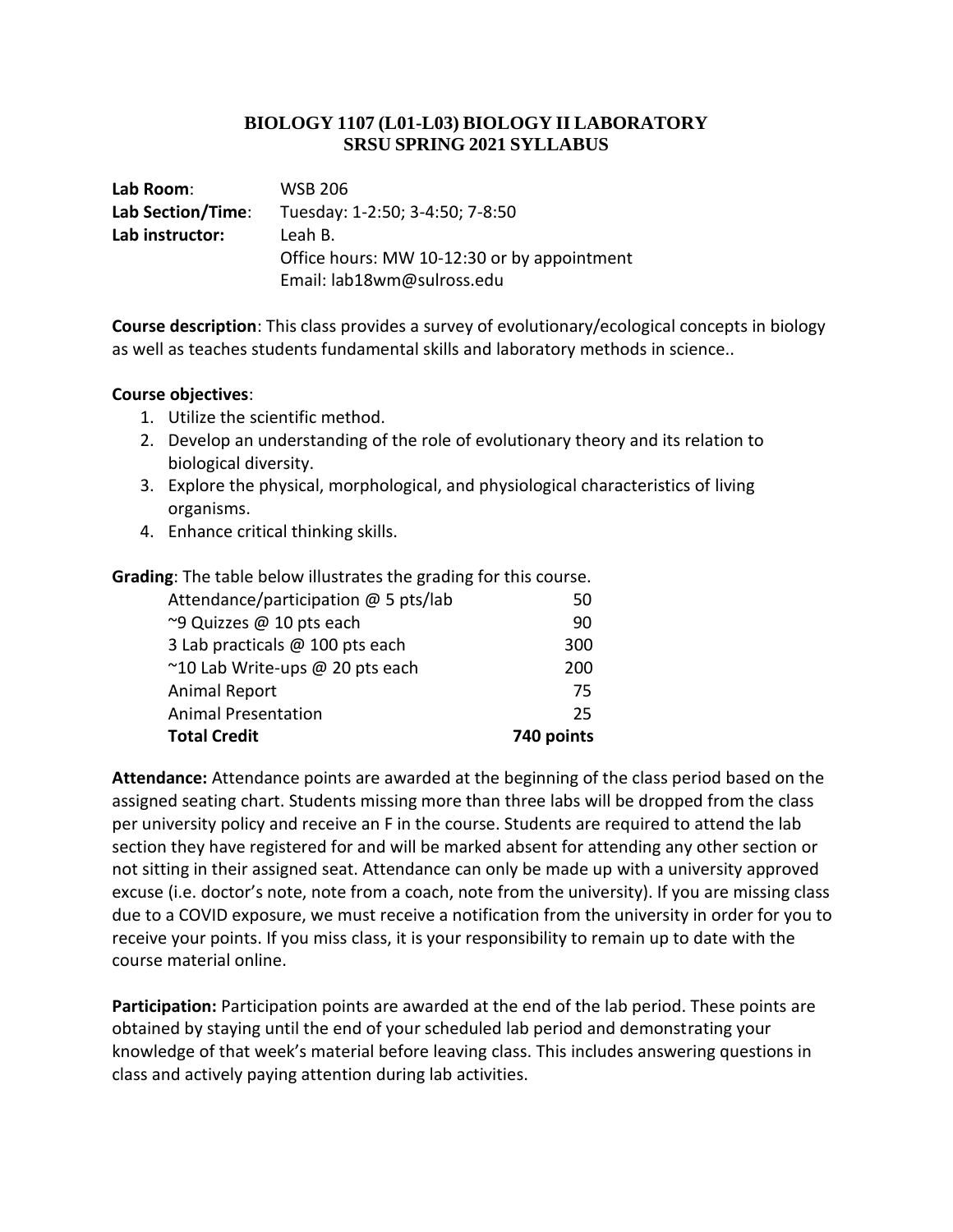# BIOLOGY 1107 (L01-L03) BIOLOGY II LABORATORY
# SRSU SPRING 2021 SYLLABUS

**Lab Room**: WSB 206
**Lab Section/Time**: Tuesday: 1-2:50; 3-4:50; 7-8:50
**Lab instructor:** Leah B.
Office hours: MW 10-12:30 or by appointment
Email: lab18wm@sulross.edu

**Course description**: This class provides a survey of evolutionary/ecological concepts in biology as well as teaches students fundamental skills and laboratory methods in science..

**Course objectives**:

1. Utilize the scientific method.
2. Develop an understanding of the role of evolutionary theory and its relation to biological diversity.
3. Explore the physical, morphological, and physiological characteristics of living organisms.
4. Enhance critical thinking skills.

**Grading**: The table below illustrates the grading for this course.

| | |
|---|---|
| Attendance/participation @ 5 pts/lab | 50 |
| ~9 Quizzes @ 10 pts each | 90 |
| 3 Lab practicals @ 100 pts each | 300 |
| ~10 Lab Write-ups @ 20 pts each | 200 |
| Animal Report | 75 |
| Animal Presentation | 25 |
| **Total Credit** | **740 points** |

**Attendance:** Attendance points are awarded at the beginning of the class period based on the assigned seating chart. Students missing more than three labs will be dropped from the class per university policy and receive an F in the course. Students are required to attend the lab section they have registered for and will be marked absent for attending any other section or not sitting in their assigned seat. Attendance can only be made up with a university approved excuse (i.e. doctor's note, note from a coach, note from the university). If you are missing class due to a COVID exposure, we must receive a notification from the university in order for you to receive your points. If you miss class, it is your responsibility to remain up to date with the course material online.

**Participation:** Participation points are awarded at the end of the lab period. These points are obtained by staying until the end of your scheduled lab period and demonstrating your knowledge of that week's material before leaving class. This includes answering questions in class and actively paying attention during lab activities.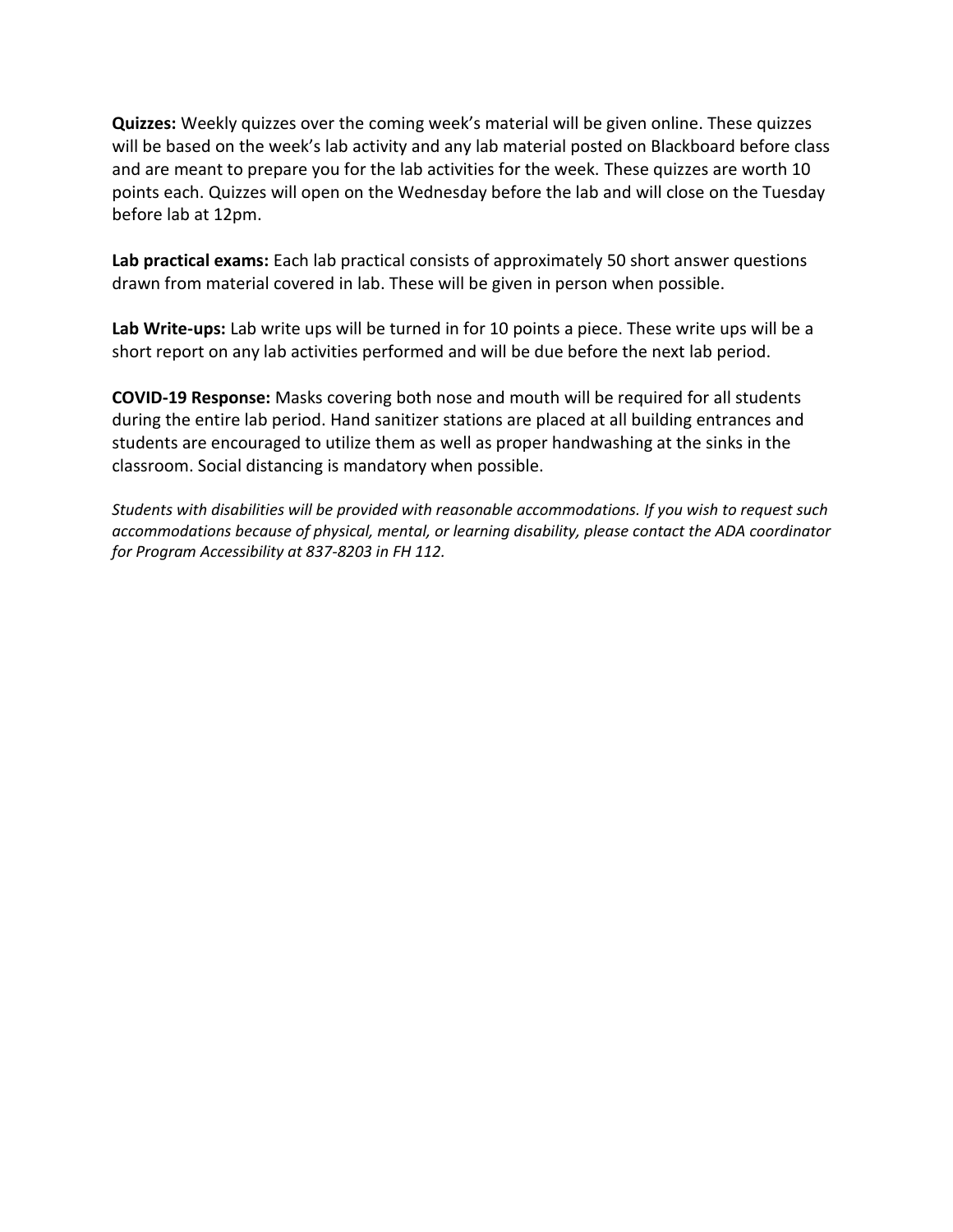**Quizzes:** Weekly quizzes over the coming week's material will be given online. These quizzes will be based on the week's lab activity and any lab material posted on Blackboard before class and are meant to prepare you for the lab activities for the week. These quizzes are worth 10 points each. Quizzes will open on the Wednesday before the lab and will close on the Tuesday before lab at 12pm.

**Lab practical exams:** Each lab practical consists of approximately 50 short answer questions drawn from material covered in lab. These will be given in person when possible.

**Lab Write-ups:** Lab write ups will be turned in for 10 points a piece. These write ups will be a short report on any lab activities performed and will be due before the next lab period.

**COVID-19 Response:** Masks covering both nose and mouth will be required for all students during the entire lab period. Hand sanitizer stations are placed at all building entrances and students are encouraged to utilize them as well as proper handwashing at the sinks in the classroom. Social distancing is mandatory when possible.

*Students with disabilities will be provided with reasonable accommodations. If you wish to request such accommodations because of physical, mental, or learning disability, please contact the ADA coordinator for Program Accessibility at 837-8203 in FH 112.*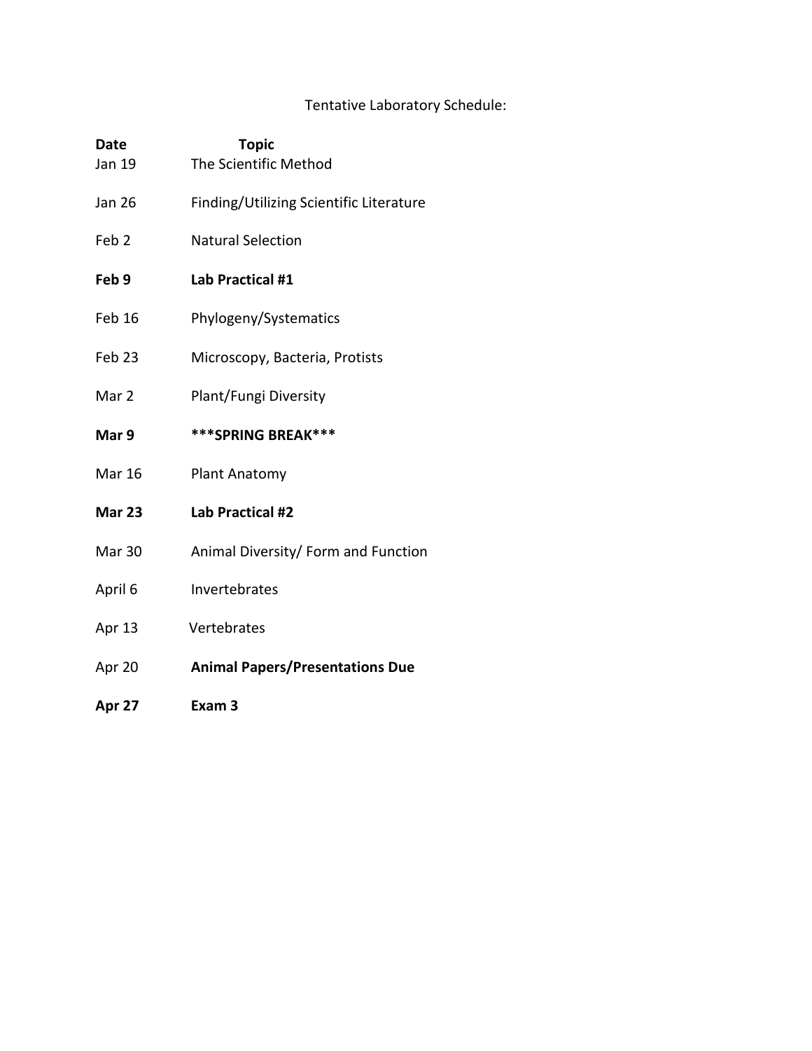Tentative Laboratory Schedule:

| **Date** | **Topic** |
|---|---|
| Jan 19 | The Scientific Method |
| Jan 26 | Finding/Utilizing Scientific Literature |
| Feb 2 | Natural Selection |
| **Feb 9** | **Lab Practical #1** |
| Feb 16 | Phylogeny/Systematics |
| Feb 23 | Microscopy, Bacteria, Protists |
| Mar 2 | Plant/Fungi Diversity |
| **Mar 9** | **\*\*\*SPRING BREAK\*\*\*** |
| Mar 16 | Plant Anatomy |
| **Mar 23** | **Lab Practical #2** |
| Mar 30 | Animal Diversity/ Form and Function |
| April 6 | Invertebrates |
| Apr 13 | Vertebrates |
| Apr 20 | **Animal Papers/Presentations Due** |
| **Apr 27** | **Exam 3** |